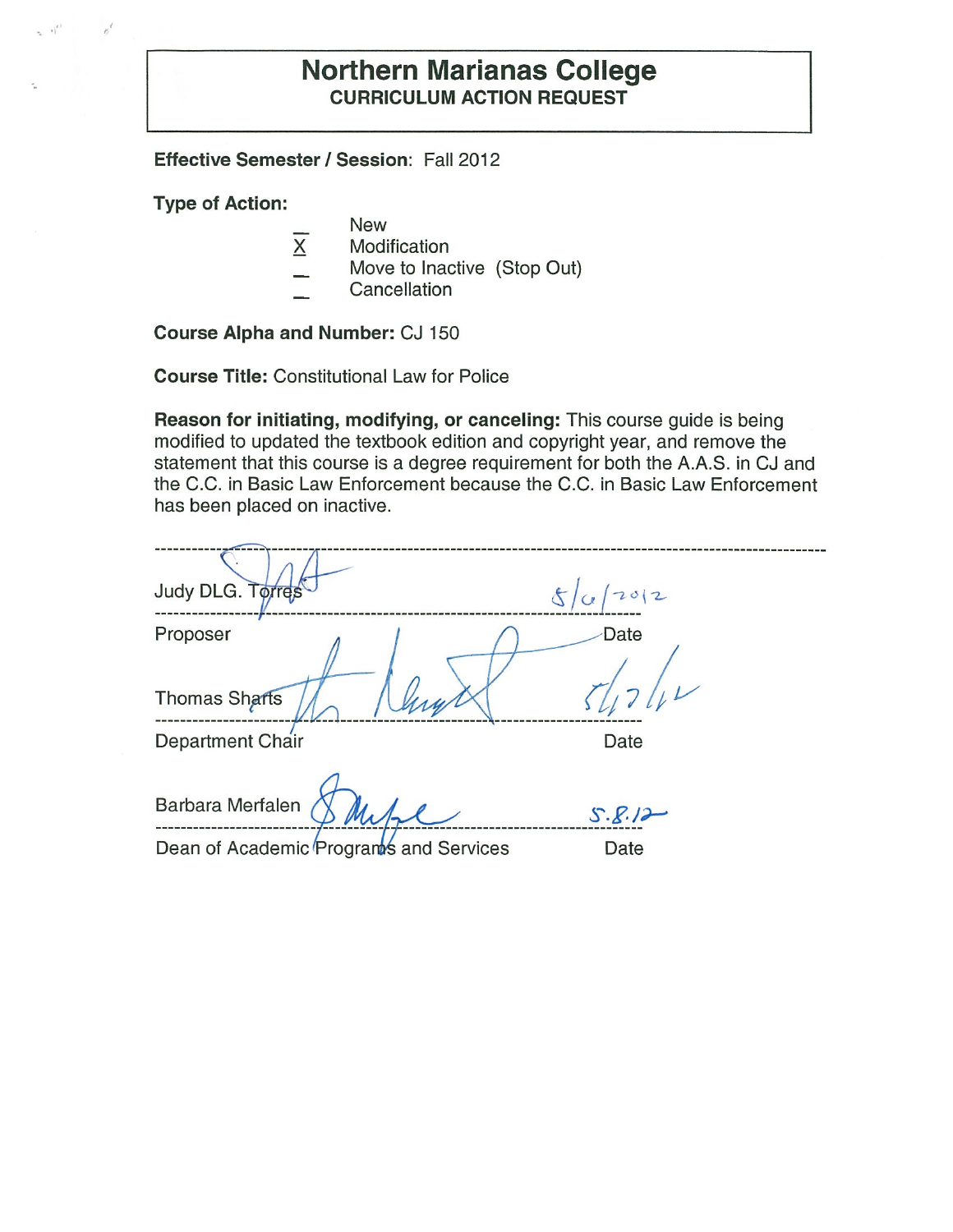# Northern Marianas College
## CURRICULUM ACTION REQUEST

**Effective Semester / Session**: Fall 2012

**Type of Action:**

- \_ New
- X Modification
- \_ Move to Inactive (Stop Out)
- \_ Cancellation

**Course Alpha and Number:** CJ 150

**Course Title:** Constitutional Law for Police

**Reason for initiating, modifying, or canceling:** This course guide is being modified to updated the textbook edition and copyright year, and remove the statement that this course is a degree requirement for both the A.A.S. in CJ and the C.C. in Basic Law Enforcement because the C.C. in Basic Law Enforcement has been placed on inactive.

---

Judy DLG. Torres 5/6/2012

Proposer Date

Thomas Sharts 5/7/12

Department Chair Date

Barbara Merfalen 5.8.12

Dean of Academic Programs and Services Date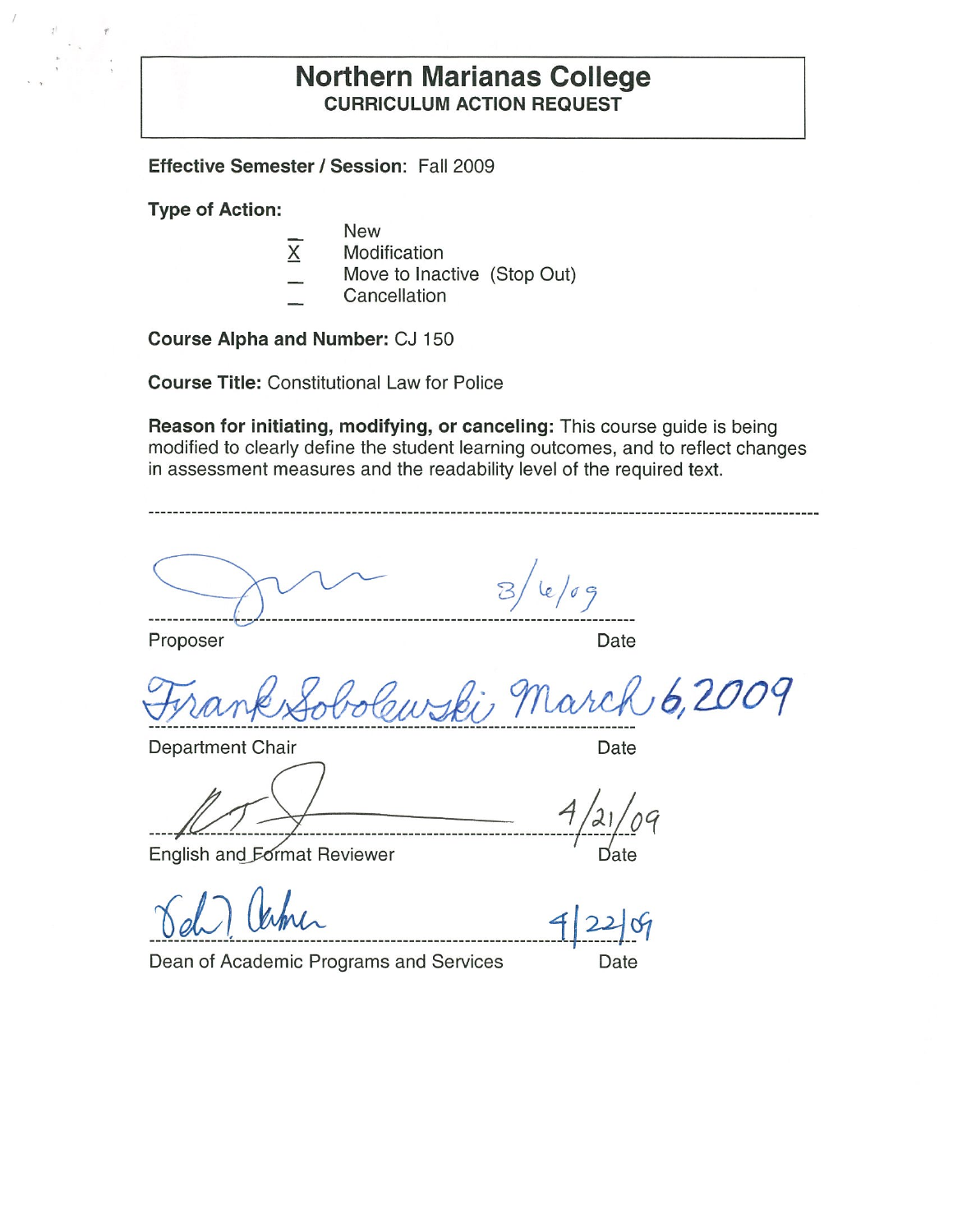# Northern Marianas College

## CURRICULUM ACTION REQUEST

**Effective Semester / Session:** Fall 2009

**Type of Action:**

- _ New
- X Modification
- _ Move to Inactive (Stop Out)
- _ Cancellation

**Course Alpha and Number:** CJ 150

**Course Title:** Constitutional Law for Police

**Reason for initiating, modifying, or canceling:** This course guide is being modified to clearly define the student learning outcomes, and to reflect changes in assessment measures and the readability level of the required text.

---

3/6/09

Proposer — Date

Frank Sobolewski March 6, 2009

Department Chair — Date

4/21/09

English and Format Reviewer — Date

4/22/09

Dean of Academic Programs and Services — Date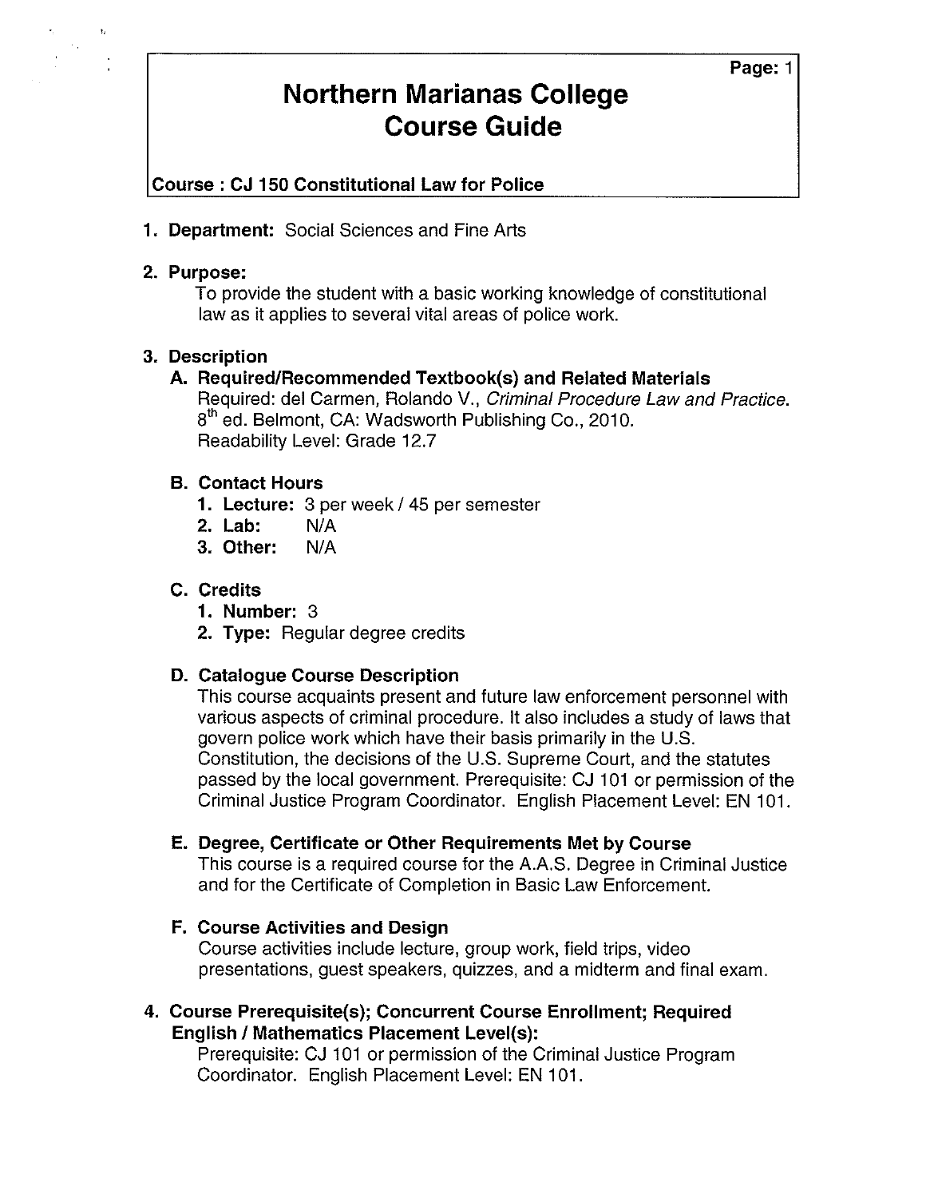# Northern Marianas College Course Guide

**Course : CJ 150 Constitutional Law for Police**

1. **Department:** Social Sciences and Fine Arts

2. **Purpose:**
   To provide the student with a basic working knowledge of constitutional law as it applies to several vital areas of police work.

3. **Description**

   **A. Required/Recommended Textbook(s) and Related Materials**
   Required: del Carmen, Rolando V., *Criminal Procedure Law and Practice*. 8th ed. Belmont, CA: Wadsworth Publishing Co., 2010.
   Readability Level: Grade 12.7

   **B. Contact Hours**
   1. **Lecture:** 3 per week / 45 per semester
   2. **Lab:** N/A
   3. **Other:** N/A

   **C. Credits**
   1. **Number:** 3
   2. **Type:** Regular degree credits

   **D. Catalogue Course Description**
   This course acquaints present and future law enforcement personnel with various aspects of criminal procedure. It also includes a study of laws that govern police work which have their basis primarily in the U.S. Constitution, the decisions of the U.S. Supreme Court, and the statutes passed by the local government. Prerequisite: CJ 101 or permission of the Criminal Justice Program Coordinator. English Placement Level: EN 101.

   **E. Degree, Certificate or Other Requirements Met by Course**
   This course is a required course for the A.A.S. Degree in Criminal Justice and for the Certificate of Completion in Basic Law Enforcement.

   **F. Course Activities and Design**
   Course activities include lecture, group work, field trips, video presentations, guest speakers, quizzes, and a midterm and final exam.

4. **Course Prerequisite(s); Concurrent Course Enrollment; Required English / Mathematics Placement Level(s):**
   Prerequisite: CJ 101 or permission of the Criminal Justice Program Coordinator. English Placement Level: EN 101.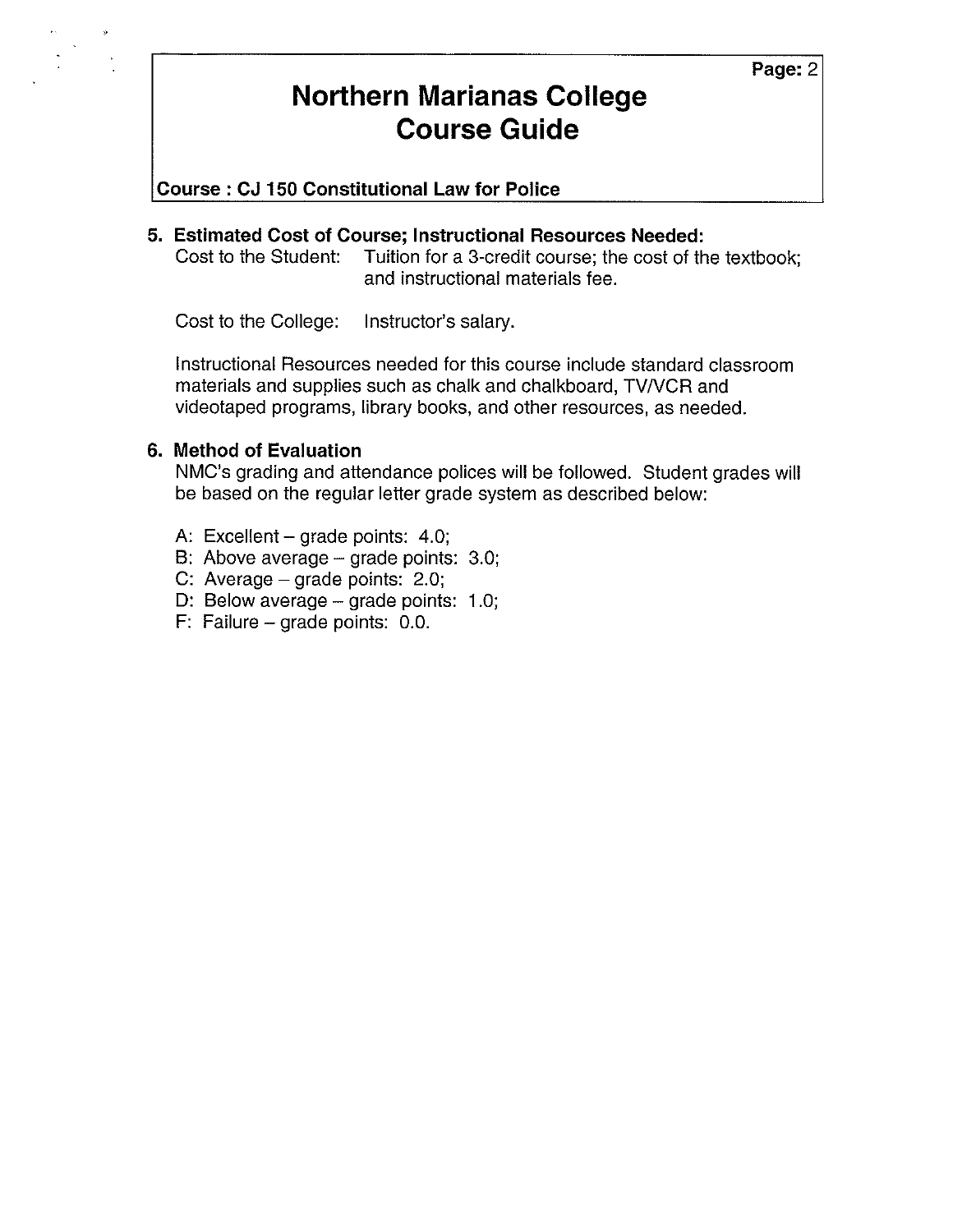# Northern Marianas College Course Guide

**Course : CJ 150 Constitutional Law for Police**

### 5. Estimated Cost of Course; Instructional Resources Needed:

Cost to the Student: Tuition for a 3-credit course; the cost of the textbook; and instructional materials fee.

Cost to the College: Instructor's salary.

Instructional Resources needed for this course include standard classroom materials and supplies such as chalk and chalkboard, TV/VCR and videotaped programs, library books, and other resources, as needed.

### 6. Method of Evaluation

NMC's grading and attendance polices will be followed. Student grades will be based on the regular letter grade system as described below:

A: Excellent – grade points: 4.0;
B: Above average – grade points: 3.0;
C: Average – grade points: 2.0;
D: Below average – grade points: 1.0;
F: Failure – grade points: 0.0.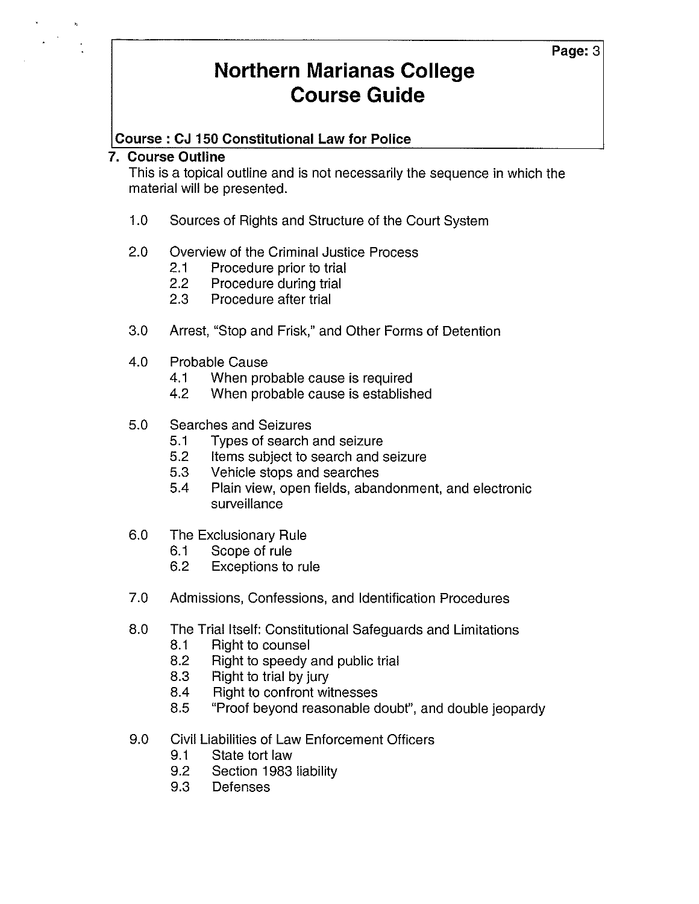# Northern Marianas College Course Guide

**Course : CJ 150 Constitutional Law for Police**

## 7. Course Outline

This is a topical outline and is not necessarily the sequence in which the material will be presented.

1.0 Sources of Rights and Structure of the Court System

2.0 Overview of the Criminal Justice Process
- 2.1 Procedure prior to trial
- 2.2 Procedure during trial
- 2.3 Procedure after trial

3.0 Arrest, "Stop and Frisk," and Other Forms of Detention

4.0 Probable Cause
- 4.1 When probable cause is required
- 4.2 When probable cause is established

5.0 Searches and Seizures
- 5.1 Types of search and seizure
- 5.2 Items subject to search and seizure
- 5.3 Vehicle stops and searches
- 5.4 Plain view, open fields, abandonment, and electronic surveillance

6.0 The Exclusionary Rule
- 6.1 Scope of rule
- 6.2 Exceptions to rule

7.0 Admissions, Confessions, and Identification Procedures

8.0 The Trial Itself: Constitutional Safeguards and Limitations
- 8.1 Right to counsel
- 8.2 Right to speedy and public trial
- 8.3 Right to trial by jury
- 8.4 Right to confront witnesses
- 8.5 "Proof beyond reasonable doubt", and double jeopardy

9.0 Civil Liabilities of Law Enforcement Officers
- 9.1 State tort law
- 9.2 Section 1983 liability
- 9.3 Defenses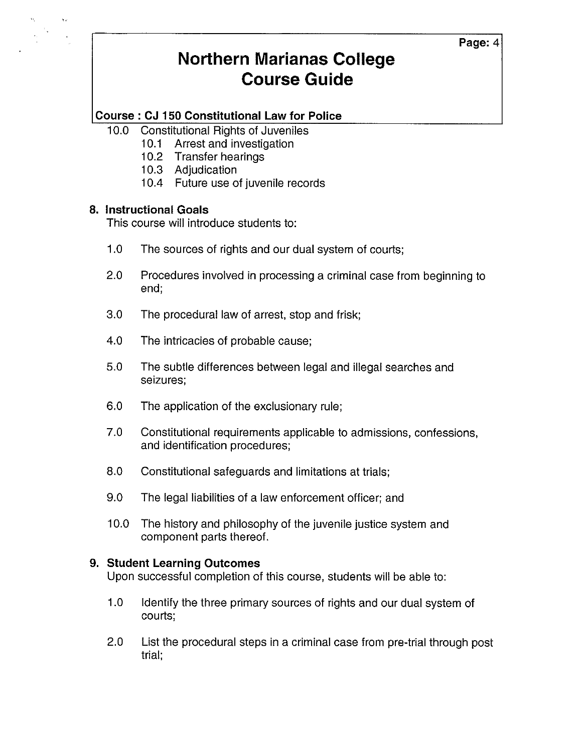10.0 Constitutional Rights of Juveniles
  - 10.1 Arrest and investigation
  - 10.2 Transfer hearings
  - 10.3 Adjudication
  - 10.4 Future use of juvenile records

## 8. Instructional Goals

This course will introduce students to:

1.0 The sources of rights and our dual system of courts;

2.0 Procedures involved in processing a criminal case from beginning to end;

3.0 The procedural law of arrest, stop and frisk;

4.0 The intricacies of probable cause;

5.0 The subtle differences between legal and illegal searches and seizures;

6.0 The application of the exclusionary rule;

7.0 Constitutional requirements applicable to admissions, confessions, and identification procedures;

8.0 Constitutional safeguards and limitations at trials;

9.0 The legal liabilities of a law enforcement officer; and

10.0 The history and philosophy of the juvenile justice system and component parts thereof.

## 9. Student Learning Outcomes

Upon successful completion of this course, students will be able to:

1.0 Identify the three primary sources of rights and our dual system of courts;

2.0 List the procedural steps in a criminal case from pre-trial through post trial;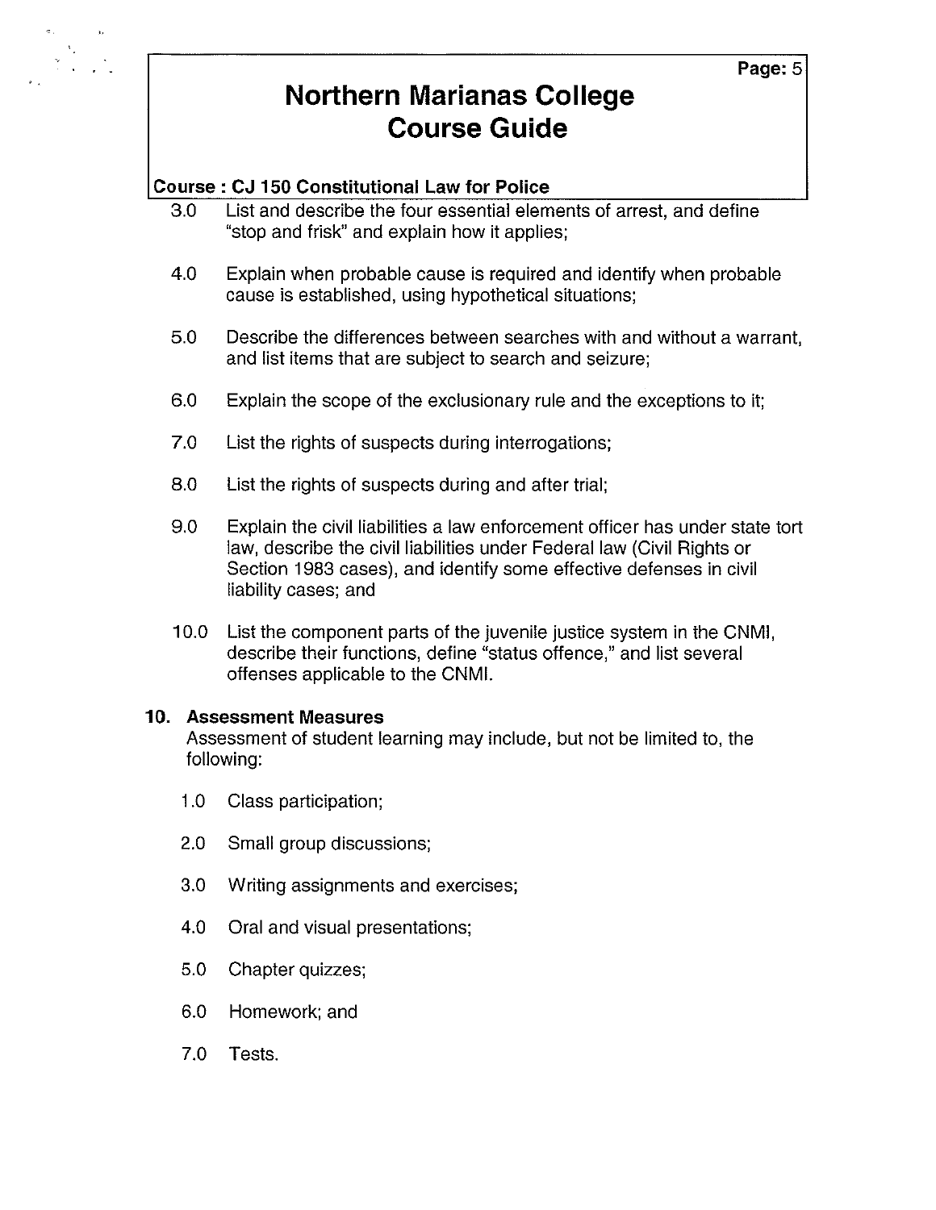3.0 List and describe the four essential elements of arrest, and define "stop and frisk" and explain how it applies;

4.0 Explain when probable cause is required and identify when probable cause is established, using hypothetical situations;

5.0 Describe the differences between searches with and without a warrant, and list items that are subject to search and seizure;

6.0 Explain the scope of the exclusionary rule and the exceptions to it;

7.0 List the rights of suspects during interrogations;

8.0 List the rights of suspects during and after trial;

9.0 Explain the civil liabilities a law enforcement officer has under state tort law, describe the civil liabilities under Federal law (Civil Rights or Section 1983 cases), and identify some effective defenses in civil liability cases; and

10.0 List the component parts of the juvenile justice system in the CNMI, describe their functions, define "status offence," and list several offenses applicable to the CNMI.

## 10. Assessment Measures

Assessment of student learning may include, but not be limited to, the following:

1.0 Class participation;

2.0 Small group discussions;

3.0 Writing assignments and exercises;

4.0 Oral and visual presentations;

5.0 Chapter quizzes;

6.0 Homework; and

7.0 Tests.